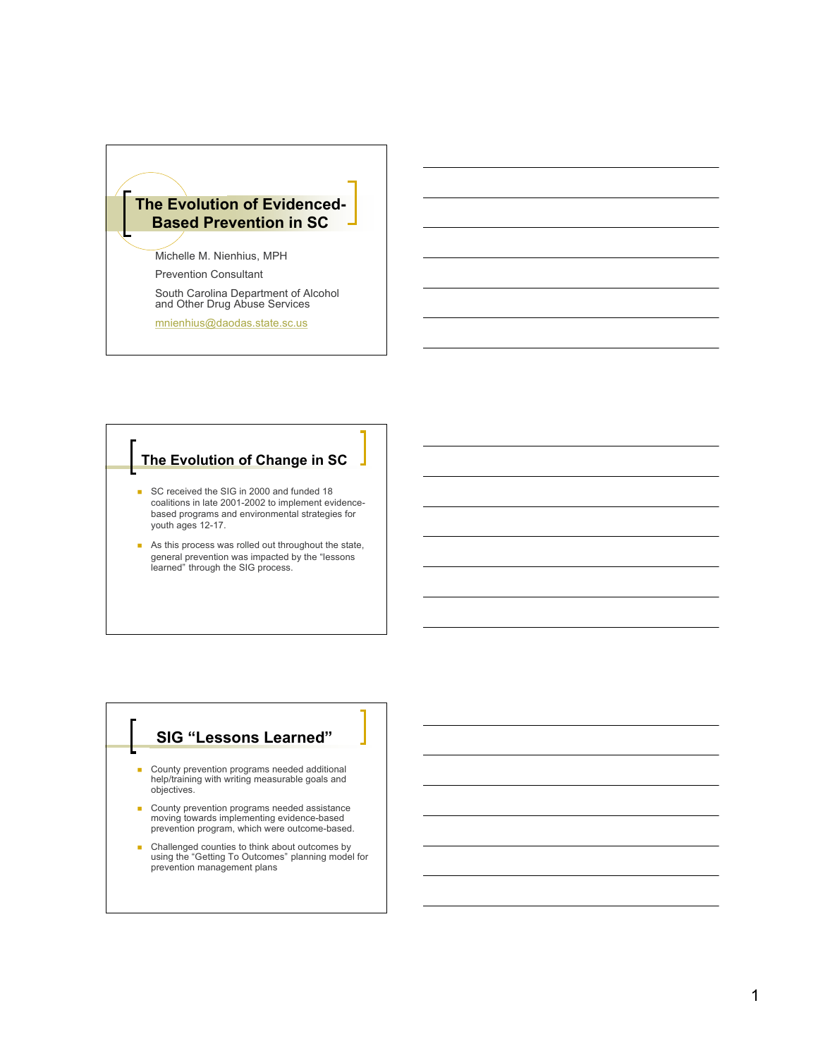# The Evolution of Evidenced-Based Prevention in SC

Michelle M. Nienhius, MPH

Prevention Consultant

South Carolina Department of Alcohol and Other Drug Abuse Services

mnienhius@daodas.state.sc.us

## The Evolution of Change in SC

- SC received the SIG in 2000 and funded 18 coalitions in late 2001-2002 to implement evidence-based programs and environmental strategies for youth ages 12-17.
- As this process was rolled out throughout the state, general prevention was impacted by the "lessons learned" through the SIG process.

## SIG "Lessons Learned"

- County prevention programs needed additional help/training with writing measurable goals and objectives.
- County prevention programs needed assistance moving towards implementing evidence-based prevention program, which were outcome-based.
- Challenged counties to think about outcomes by using the "Getting To Outcomes" planning model for prevention management plans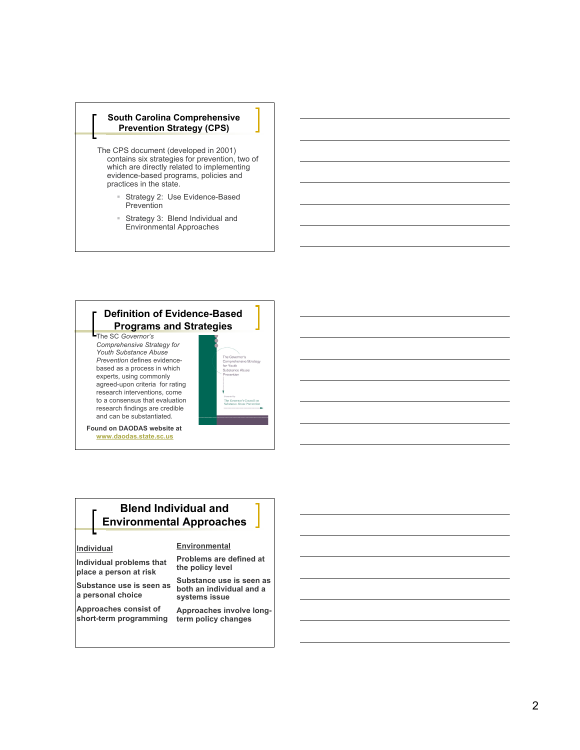## South Carolina Comprehensive Prevention Strategy (CPS)

The CPS document (developed in 2001) contains six strategies for prevention, two of which are directly related to implementing evidence-based programs, policies and practices in the state.

- Strategy 2: Use Evidence-Based Prevention
- Strategy 3: Blend Individual and Environmental Approaches

## Definition of Evidence-Based Programs and Strategies

The SC *Governor's Comprehensive Strategy for Youth Substance Abuse Prevention* defines evidence-based as a process in which experts, using commonly agreed-upon criteria for rating research interventions, come to a consensus that evaluation research findings are credible and can be substantiated.

**Found on DAODAS website at www.daodas.state.sc.us**

## Blend Individual and Environmental Approaches

| Individual | Environmental |
| --- | --- |
| Individual problems that place a person at risk | Problems are defined at the policy level |
| Substance use is seen as a personal choice | Substance use is seen as both an individual and a systems issue |
| Approaches consist of short-term programming | Approaches involve long-term policy changes |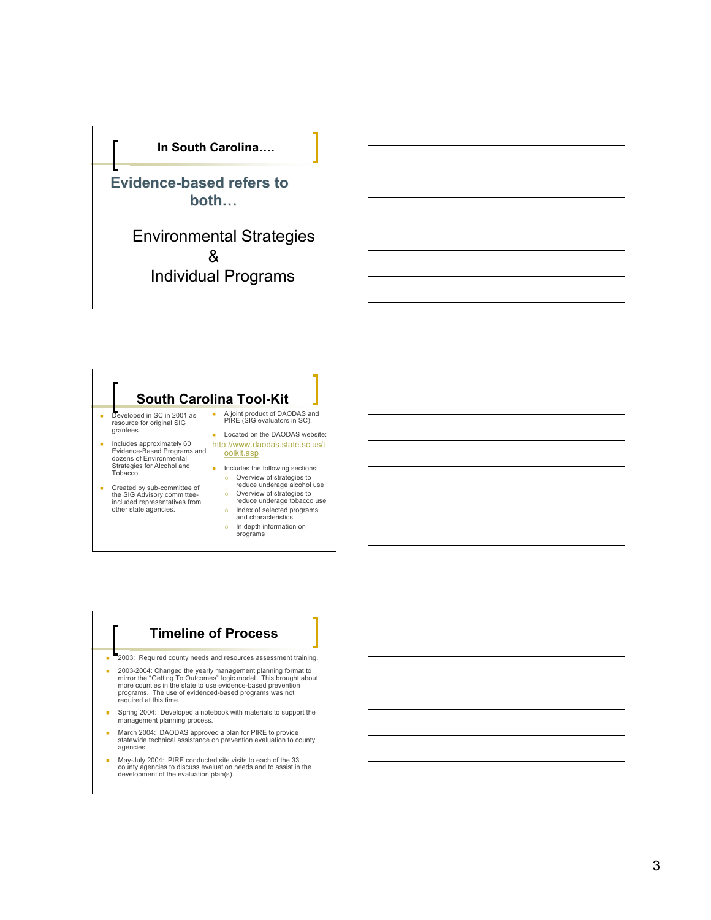## In South Carolina….

**Evidence-based refers to both…**

Environmental Strategies
&
Individual Programs

## South Carolina Tool-Kit

- Developed in SC in 2001 as resource for original SIG grantees.
- Includes approximately 60 Evidence-Based Programs and dozens of Environmental Strategies for Alcohol and Tobacco.
- Created by sub-committee of the SIG Advisory committee-included representatives from other state agencies.
- A joint product of DAODAS and PIRE (SIG evaluators in SC).
- Located on the DAODAS website: http://www.daodas.state.sc.us/toolkit.asp
- Includes the following sections:
  - Overview of strategies to reduce underage alcohol use
  - Overview of strategies to reduce underage tobacco use
  - Index of selected programs and characteristics
  - In depth information on programs

## Timeline of Process

- 2003: Required county needs and resources assessment training.
- 2003-2004: Changed the yearly management planning format to mirror the "Getting To Outcomes" logic model. This brought about more counties in the state to use evidence-based prevention programs. The use of evidenced-based programs was not required at this time.
- Spring 2004: Developed a notebook with materials to support the management planning process.
- March 2004: DAODAS approved a plan for PIRE to provide statewide technical assistance on prevention evaluation to county agencies.
- May-July 2004: PIRE conducted site visits to each of the 33 county agencies to discuss evaluation needs and to assist in the development of the evaluation plan(s).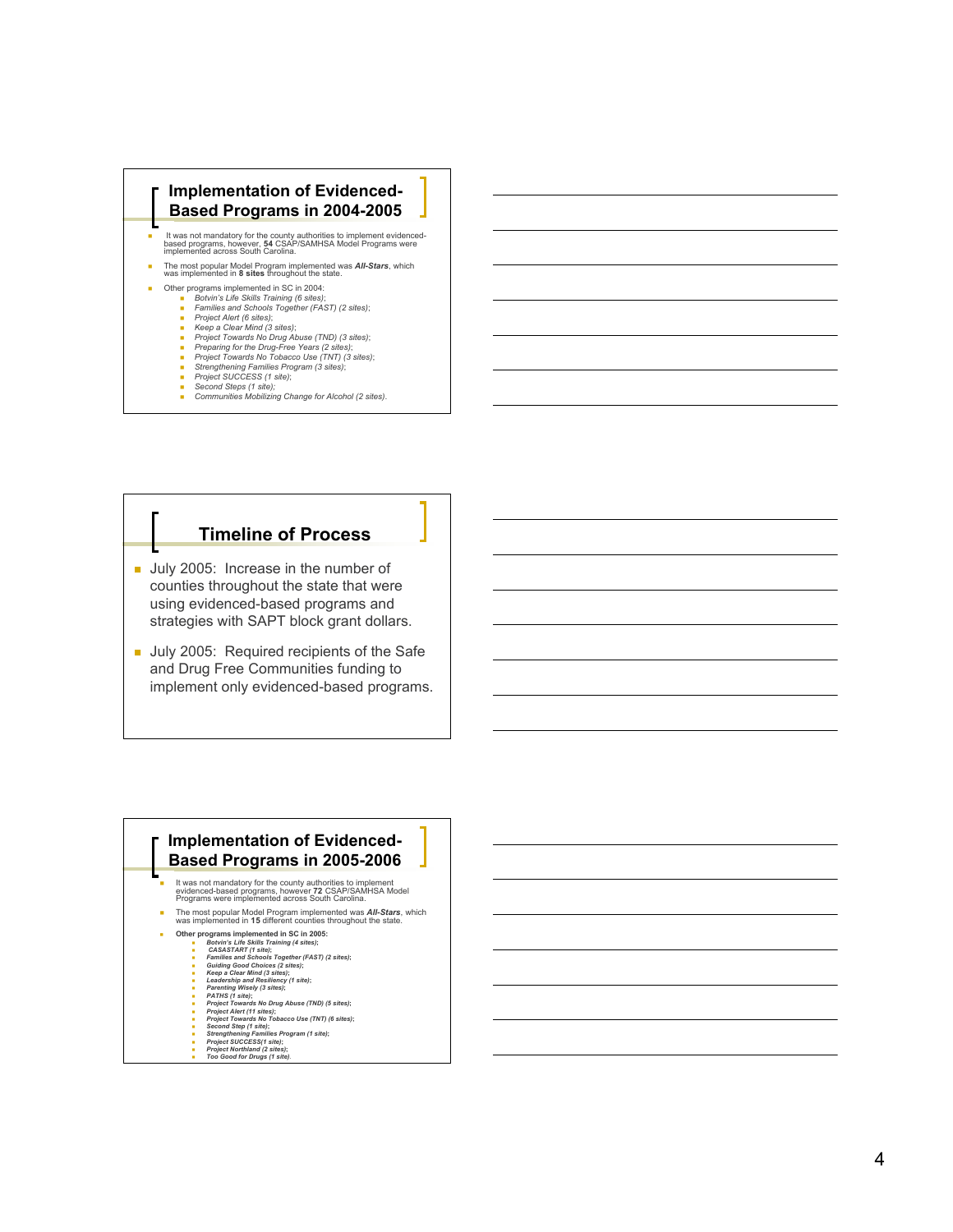## Implementation of Evidenced-Based Programs in 2004-2005

- It was not mandatory for the county authorities to implement evidenced-based programs, however, **54** CSAP/SAMHSA Model Programs were implemented across South Carolina.
- The most popular Model Program implemented was ***All-Stars***, which was implemented in **8 sites** throughout the state.
- Other programs implemented in SC in 2004:
  - *Botvin's Life Skills Training (6 sites);*
  - *Families and Schools Together (FAST) (2 sites);*
  - *Project Alert (6 sites);*
  - *Keep a Clear Mind (3 sites);*
  - *Project Towards No Drug Abuse (TND) (3 sites);*
  - *Preparing for the Drug-Free Years (2 sites);*
  - *Project Towards No Tobacco Use (TNT) (3 sites);*
  - *Strengthening Families Program (3 sites);*
  - *Project SUCCESS (1 site);*
  - *Second Steps (1 site);*
  - *Communities Mobilizing Change for Alcohol (2 sites).*

## Timeline of Process

- July 2005: Increase in the number of counties throughout the state that were using evidenced-based programs and strategies with SAPT block grant dollars.
- July 2005: Required recipients of the Safe and Drug Free Communities funding to implement only evidenced-based programs.

## Implementation of Evidenced-Based Programs in 2005-2006

- It was not mandatory for the county authorities to implement evidenced-based programs, however **72** CSAP/SAMHSA Model Programs were implemented across South Carolina.
- The most popular Model Program implemented was ***All-Stars***, which was implemented in **15** different counties throughout the state.
- **Other programs implemented in SC in 2005:**
  - ***Botvin's Life Skills Training (4 sites);***
  - ***CASASTART (1 site);***
  - ***Families and Schools Together (FAST) (2 sites);***
  - ***Guiding Good Choices (2 sites);***
  - ***Keep a Clear Mind (3 sites);***
  - ***Leadership and Resiliency (1 site);***
  - ***Parenting Wisely (3 sites);***
  - ***PATHS (1 site);***
  - ***Project Towards No Drug Abuse (TND) (5 sites);***
  - ***Project Alert (11 sites);***
  - ***Project Towards No Tobacco Use (TNT) (6 sites);***
  - ***Second Step (1 site);***
  - ***Strengthening Families Program (1 site);***
  - ***Project SUCCESS(1 site);***
  - ***Project Northland (2 sites);***
  - ***Too Good for Drugs (1 site).***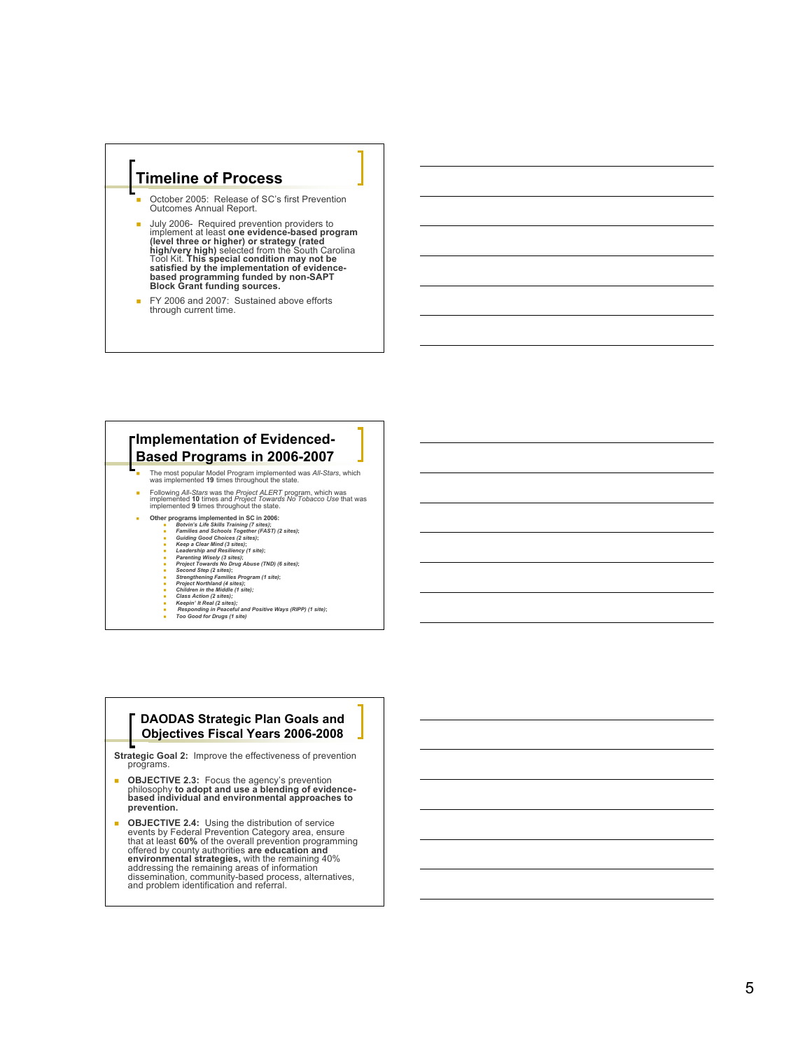## Timeline of Process

- October 2005: Release of SC's first Prevention Outcomes Annual Report.
- July 2006- Required prevention providers to implement at least **one evidence-based program (level three or higher) or strategy (rated high/very high)** selected from the South Carolina Tool Kit. **This special condition may not be satisfied by the implementation of evidence-based programming funded by non-SAPT Block Grant funding sources.**
- FY 2006 and 2007: Sustained above efforts through current time.

## Implementation of Evidenced-Based Programs in 2006-2007

- The most popular Model Program implemented was *All-Stars*, which was implemented **19** times throughout the state.
- Following *All-Stars* was the *Project ALERT* program, which was implemented **10** times and *Project Towards No Tobacco Use* that was implemented **9** times throughout the state.
- **Other programs implemented in SC in 2006:**
  - ***Botvin's Life Skills Training (7 sites);***
  - ***Families and Schools Together (FAST) (2 sites);***
  - ***Guiding Good Choices (2 sites);***
  - ***Keep a Clear Mind (3 sites);***
  - ***Leadership and Resiliency (1 site);***
  - ***Parenting Wisely (3 sites);***
  - ***Project Towards No Drug Abuse (TND) (6 sites);***
  - ***Second Step (2 sites);***
  - ***Strengthening Families Program (1 site);***
  - ***Project Northland (4 sites);***
  - ***Children in the Middle (1 site);***
  - ***Class Action (2 sites);***
  - ***Keepin' It Real (2 sites);***
  - ***Responding in Peaceful and Positive Ways (RIPP) (1 site);***
  - ***Too Good for Drugs (1 site)***

## DAODAS Strategic Plan Goals and Objectives Fiscal Years 2006-2008

**Strategic Goal 2:** Improve the effectiveness of prevention programs.

- **OBJECTIVE 2.3:** Focus the agency's prevention philosophy **to adopt and use a blending of evidence-based individual and environmental approaches to prevention.**
- **OBJECTIVE 2.4:** Using the distribution of service events by Federal Prevention Category area, ensure that at least **60%** of the overall prevention programming offered by county authorities **are education and environmental strategies,** with the remaining 40% addressing the remaining areas of information dissemination, community-based process, alternatives, and problem identification and referral.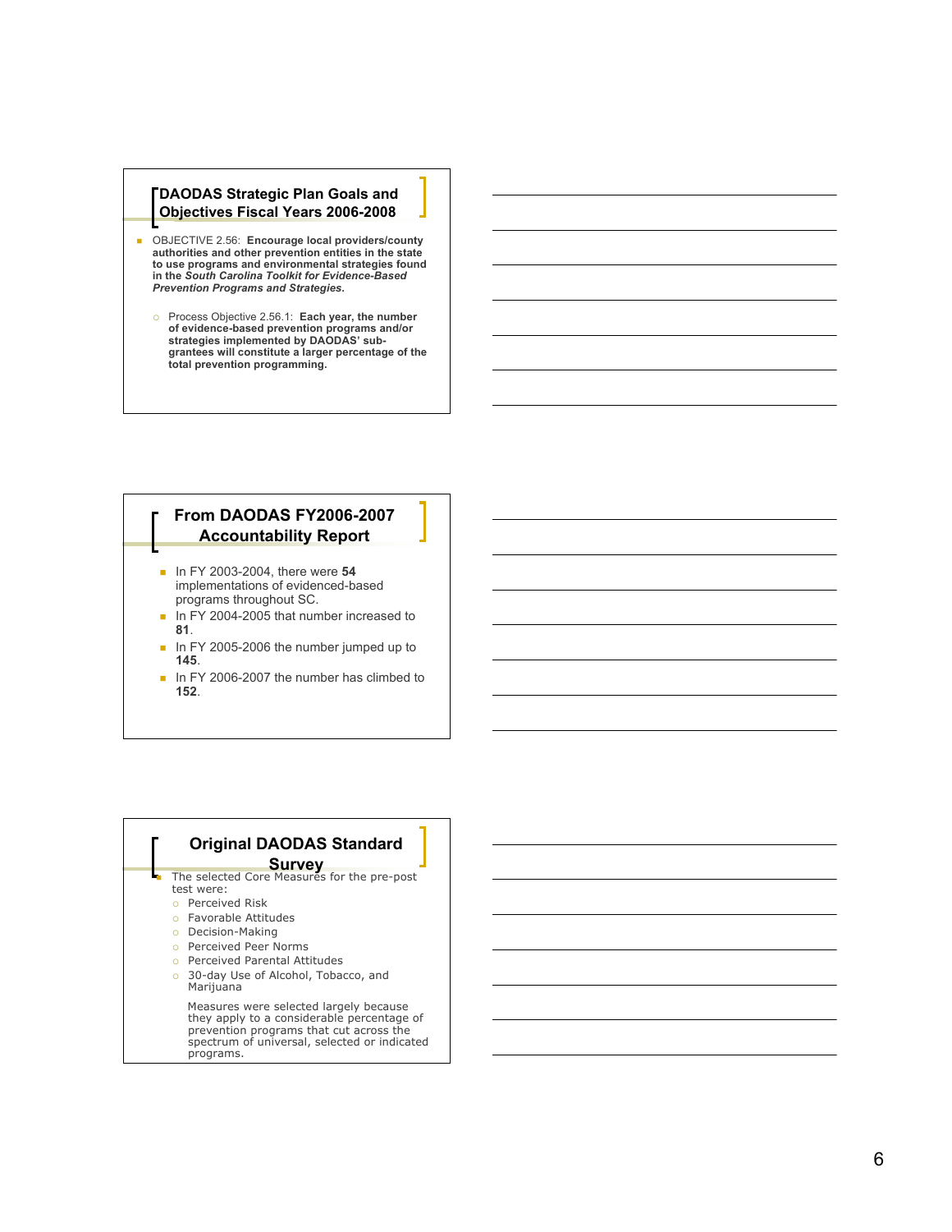## DAODAS Strategic Plan Goals and Objectives Fiscal Years 2006-2008

- OBJECTIVE 2.56: **Encourage local providers/county authorities and other prevention entities in the state to use programs and environmental strategies found in the *South Carolina Toolkit for Evidence-Based Prevention Programs and Strategies.***
  - Process Objective 2.56.1: **Each year, the number of evidence-based prevention programs and/or strategies implemented by DAODAS' sub-grantees will constitute a larger percentage of the total prevention programming.**

## From DAODAS FY2006-2007 Accountability Report

- In FY 2003-2004, there were **54** implementations of evidenced-based programs throughout SC.
- In FY 2004-2005 that number increased to **81**.
- In FY 2005-2006 the number jumped up to **145**.
- In FY 2006-2007 the number has climbed to **152**.

## Original DAODAS Standard Survey

- The selected Core Measures for the pre-post test were:
  - Perceived Risk
  - Favorable Attitudes
  - Decision-Making
  - Perceived Peer Norms
  - Perceived Parental Attitudes
  - 30-day Use of Alcohol, Tobacco, and Marijuana

  Measures were selected largely because they apply to a considerable percentage of prevention programs that cut across the spectrum of universal, selected or indicated programs.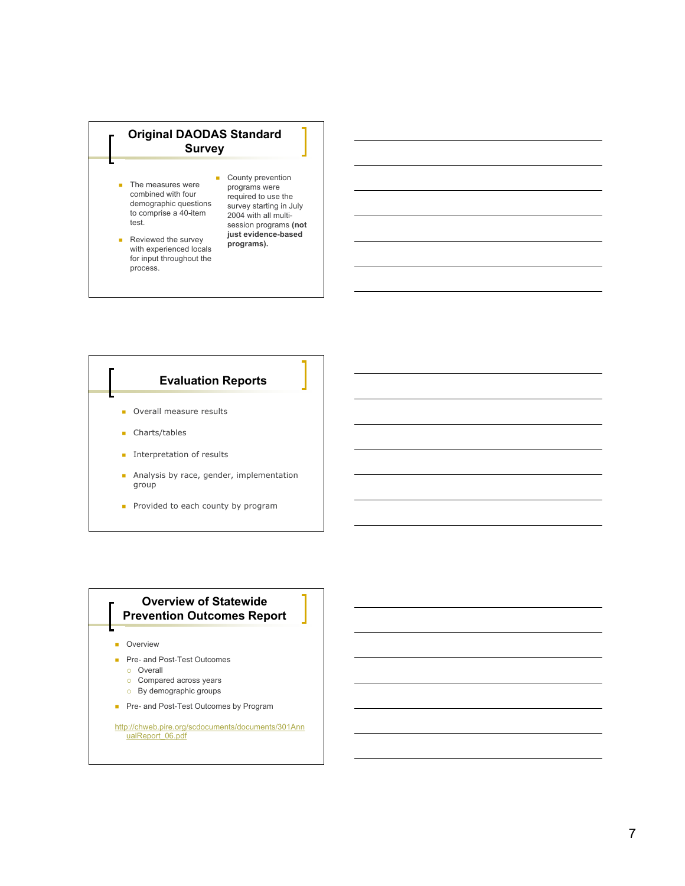## Original DAODAS Standard Survey

- The measures were combined with four demographic questions to comprise a 40-item test.
- Reviewed the survey with experienced locals for input throughout the process.
- County prevention programs were required to use the survey starting in July 2004 with all multi-session programs **(not just evidence-based programs).**

## Evaluation Reports

- Overall measure results
- Charts/tables
- Interpretation of results
- Analysis by race, gender, implementation group
- Provided to each county by program

## Overview of Statewide Prevention Outcomes Report

- Overview
- Pre- and Post-Test Outcomes
  - Overall
  - Compared across years
  - By demographic groups
- Pre- and Post-Test Outcomes by Program

http://chweb.pire.org/scdocuments/documents/301AnnualReport_06.pdf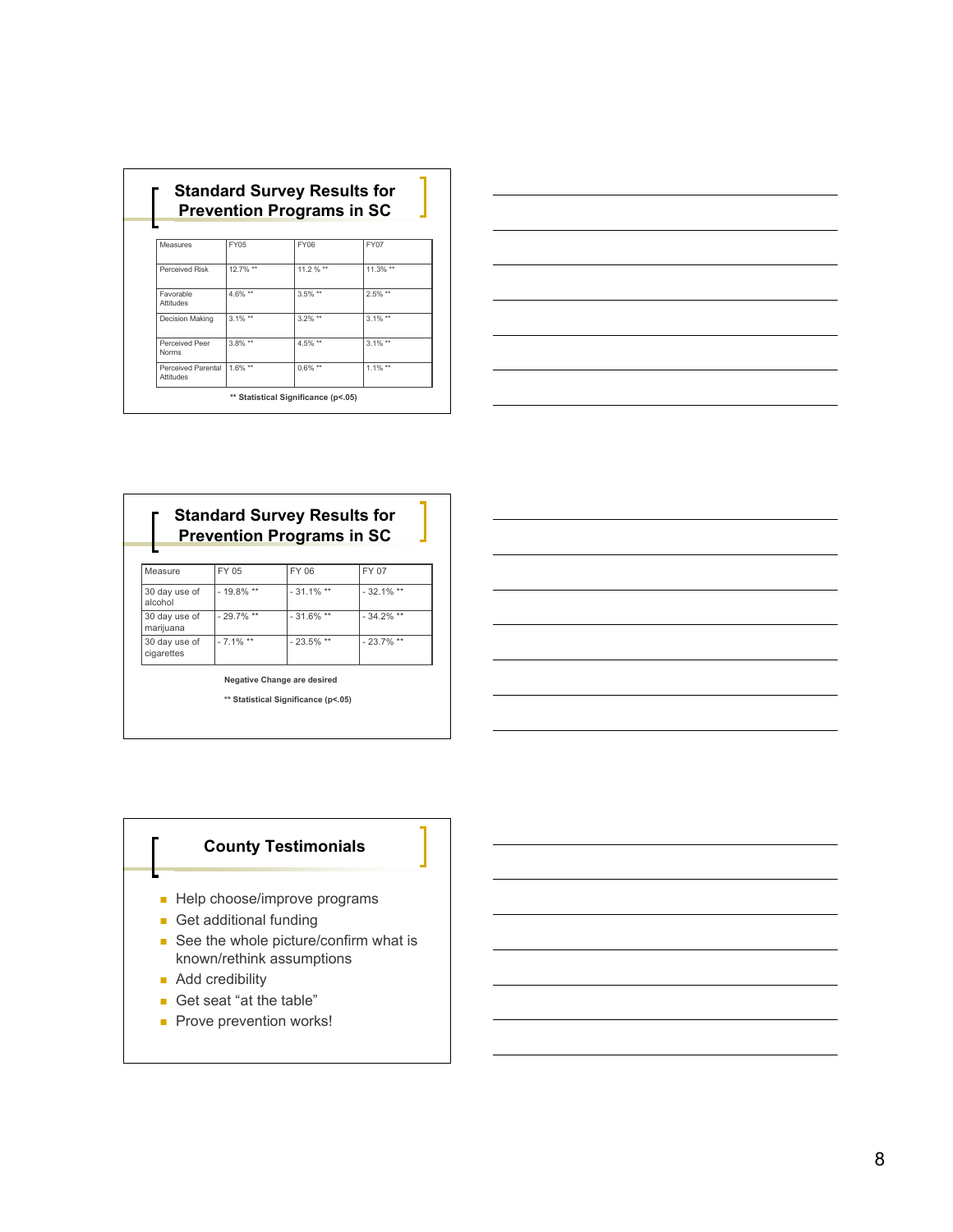## Standard Survey Results for Prevention Programs in SC

| Measures | FY05 | FY06 | FY07 |
|---|---|---|---|
| Perceived Risk | 12.7% ** | 11.2 % ** | 11.3% ** |
| Favorable Attitudes | 4.6% ** | 3.5% ** | 2.5% ** |
| Decision Making | 3.1% ** | 3.2% ** | 3.1% ** |
| Perceived Peer Norms | 3.8% ** | 4.5% ** | 3.1% ** |
| Perceived Parental Attitudes | 1.6% ** | 0.6% ** | 1.1% ** |

** Statistical Significance ($p<.05$)

## Standard Survey Results for Prevention Programs in SC

| Measure | FY 05 | FY 06 | FY 07 |
|---|---|---|---|
| 30 day use of alcohol | - 19.8% ** | - 31.1% ** | - 32.1% ** |
| 30 day use of marijuana | - 29.7% ** | - 31.6% ** | - 34.2% ** |
| 30 day use of cigarettes | - 7.1% ** | - 23.5% ** | - 23.7% ** |

Negative Change are desired

** Statistical Significance ($p<.05$)

## County Testimonials

- Help choose/improve programs
- Get additional funding
- See the whole picture/confirm what is known/rethink assumptions
- Add credibility
- Get seat "at the table"
- Prove prevention works!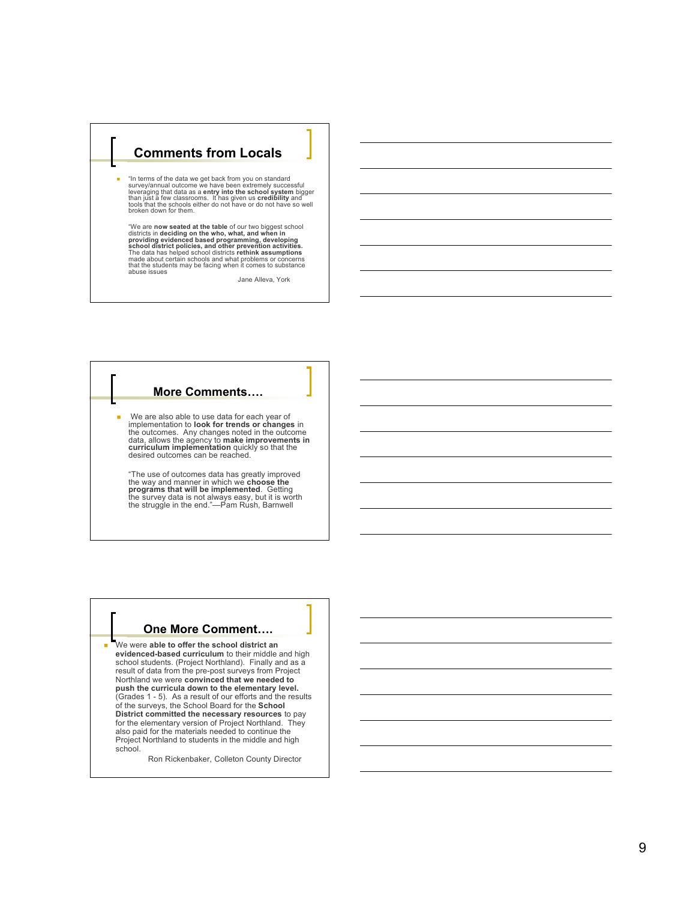## Comments from Locals

- "In terms of the data we get back from you on standard survey/annual outcome we have been extremely successful leveraging that data as a **entry into the school system** bigger than just a few classrooms. It has given us **credibility** and tools that the schools either do not have or do not have so well broken down for them.

  "We are **now seated at the table** of our two biggest school districts in **deciding on the who, what, and when in providing evidenced based programming, developing school district policies, and other prevention activities.** The data has helped school districts **rethink assumptions** made about certain schools and what problems or concerns that the students may be facing when it comes to substance abuse issues

  Jane Alleva, York

## More Comments….

- We are also able to use data for each year of implementation to **look for trends or changes** in the outcomes. Any changes noted in the outcome data, allows the agency to **make improvements in curriculum implementation** quickly so that the desired outcomes can be reached.

  "The use of outcomes data has greatly improved the way and manner in which we **choose the programs that will be implemented**. Getting the survey data is not always easy, but it is worth the struggle in the end."—Pam Rush, Barnwell

## One More Comment….

- We were **able to offer the school district an evidenced-based curriculum** to their middle and high school students. (Project Northland). Finally and as a result of data from the pre-post surveys from Project Northland we were **convinced that we needed to push the curricula down to the elementary level.** (Grades 1 - 5). As a result of our efforts and the results of the surveys, the School Board for the **School District committed the necessary resources** to pay for the elementary version of Project Northland. They also paid for the materials needed to continue the Project Northland to students in the middle and high school.

  Ron Rickenbaker, Colleton County Director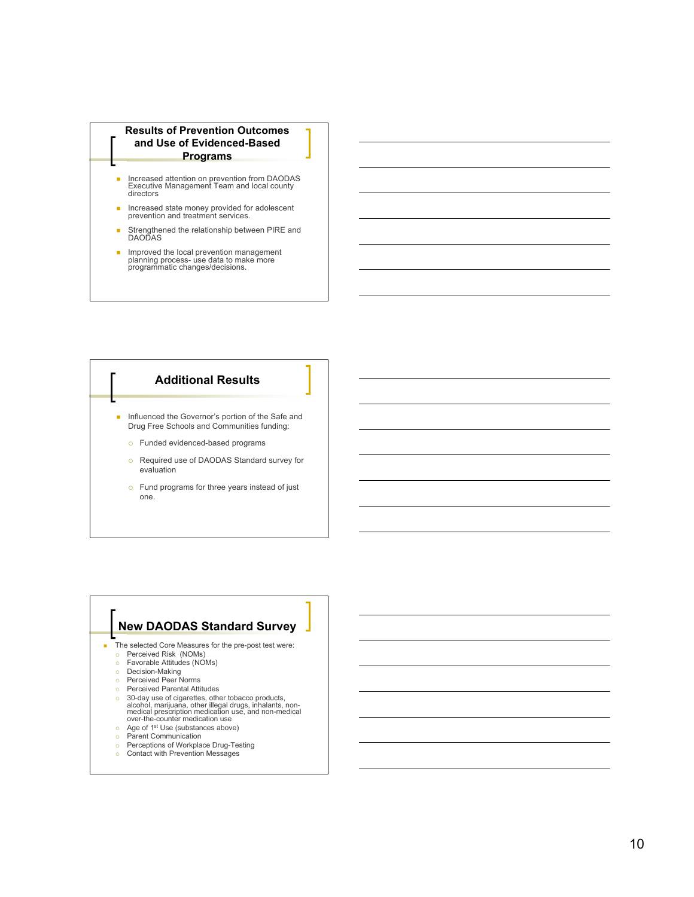## Results of Prevention Outcomes and Use of Evidenced-Based Programs

- Increased attention on prevention from DAODAS Executive Management Team and local county directors
- Increased state money provided for adolescent prevention and treatment services.
- Strengthened the relationship between PIRE and DAODAS
- Improved the local prevention management planning process- use data to make more programmatic changes/decisions.

## Additional Results

- Influenced the Governor's portion of the Safe and Drug Free Schools and Communities funding:
  - Funded evidenced-based programs
  - Required use of DAODAS Standard survey for evaluation
  - Fund programs for three years instead of just one.

## New DAODAS Standard Survey

- The selected Core Measures for the pre-post test were:
  - Perceived Risk (NOMs)
  - Favorable Attitudes (NOMs)
  - Decision-Making
  - Perceived Peer Norms
  - Perceived Parental Attitudes
  - 30-day use of cigarettes, other tobacco products, alcohol, marijuana, other illegal drugs, inhalants, non-medical prescription medication use, and non-medical over-the-counter medication use
  - Age of 1st Use (substances above)
  - Parent Communication
  - Perceptions of Workplace Drug-Testing
  - Contact with Prevention Messages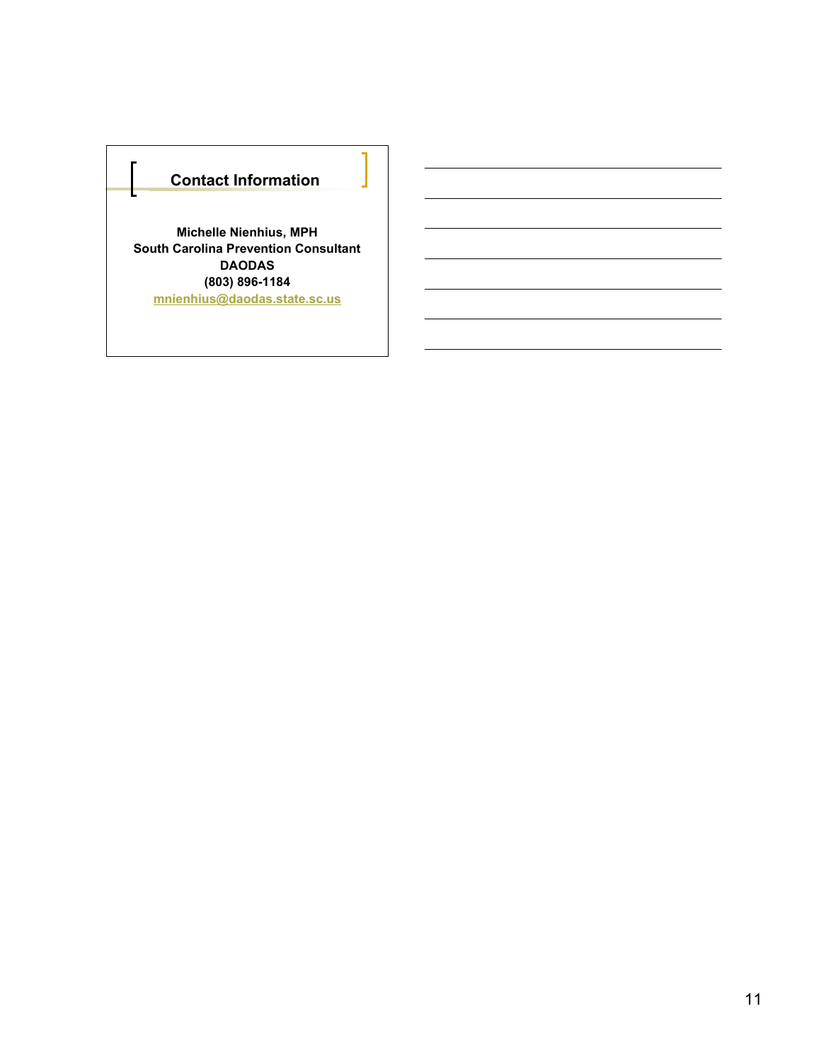## Contact Information

**Michelle Nienhius, MPH**
**South Carolina Prevention Consultant**
**DAODAS**
**(803) 896-1184**
**mnienhius@daodas.state.sc.us**